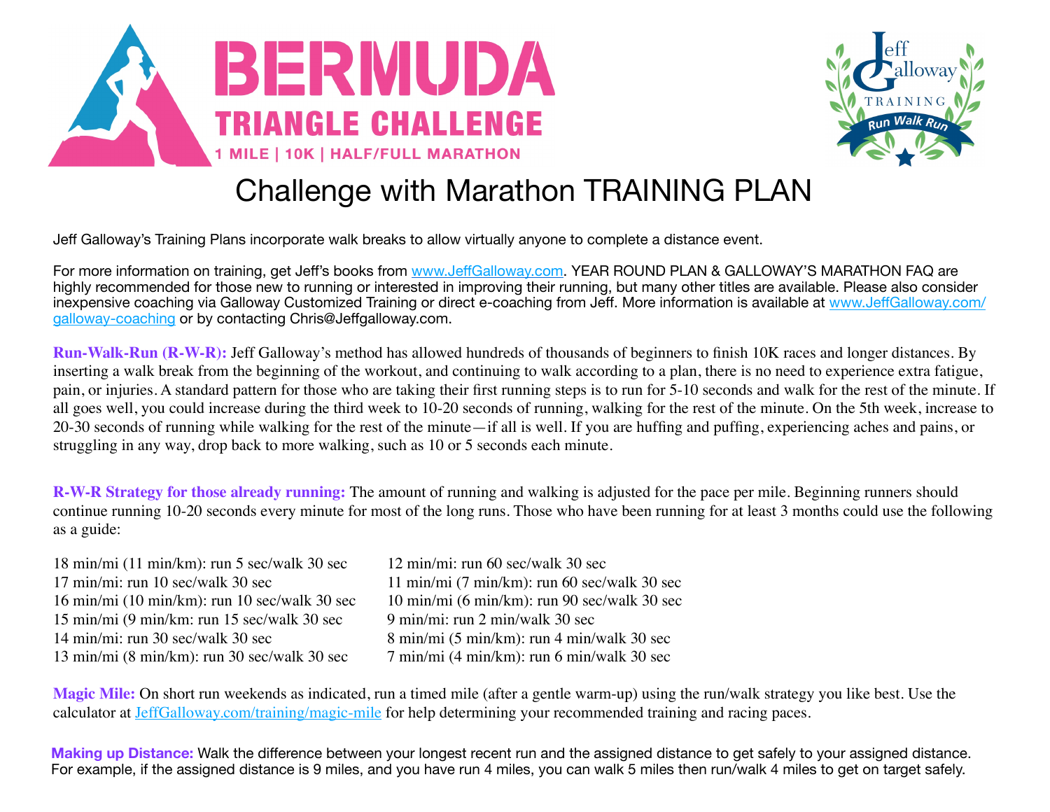# BERMUDA TRIANGLE CHALLENGE

**1 MILE | 10K | HALF/FULL MARATHON**

Jeff Galloway TRAINING — Run Walk Run

## Challenge with Marathon TRAINING PLAN

Jeff Galloway's Training Plans incorporate walk breaks to allow virtually anyone to complete a distance event.

For more information on training, get Jeff's books from www.JeffGalloway.com. YEAR ROUND PLAN & GALLOWAY'S MARATHON FAQ are highly recommended for those new to running or interested in improving their running, but many other titles are available. Please also consider inexpensive coaching via Galloway Customized Training or direct e-coaching from Jeff. More information is available at www.JeffGalloway.com/galloway-coaching or by contacting Chris@Jeffgalloway.com.

**Run-Walk-Run (R-W-R):** Jeff Galloway's method has allowed hundreds of thousands of beginners to finish 10K races and longer distances. By inserting a walk break from the beginning of the workout, and continuing to walk according to a plan, there is no need to experience extra fatigue, pain, or injuries. A standard pattern for those who are taking their first running steps is to run for 5-10 seconds and walk for the rest of the minute. If all goes well, you could increase during the third week to 10-20 seconds of running, walking for the rest of the minute. On the 5th week, increase to 20-30 seconds of running while walking for the rest of the minute—if all is well. If you are huffing and puffing, experiencing aches and pains, or struggling in any way, drop back to more walking, such as 10 or 5 seconds each minute.

**R-W-R Strategy for those already running:** The amount of running and walking is adjusted for the pace per mile. Beginning runners should continue running 10-20 seconds every minute for most of the long runs. Those who have been running for at least 3 months could use the following as a guide:

18 min/mi (11 min/km): run 5 sec/walk 30 sec
17 min/mi: run 10 sec/walk 30 sec
16 min/mi (10 min/km): run 10 sec/walk 30 sec
15 min/mi (9 min/km: run 15 sec/walk 30 sec
14 min/mi: run 30 sec/walk 30 sec
13 min/mi (8 min/km): run 30 sec/walk 30 sec
12 min/mi: run 60 sec/walk 30 sec
11 min/mi (7 min/km): run 60 sec/walk 30 sec
10 min/mi (6 min/km): run 90 sec/walk 30 sec
9 min/mi: run 2 min/walk 30 sec
8 min/mi (5 min/km): run 4 min/walk 30 sec
7 min/mi (4 min/km): run 6 min/walk 30 sec

**Magic Mile:** On short run weekends as indicated, run a timed mile (after a gentle warm-up) using the run/walk strategy you like best. Use the calculator at JeffGalloway.com/training/magic-mile for help determining your recommended training and racing paces.

**Making up Distance:** Walk the difference between your longest recent run and the assigned distance to get safely to your assigned distance. For example, if the assigned distance is 9 miles, and you have run 4 miles, you can walk 5 miles then run/walk 4 miles to get on target safely.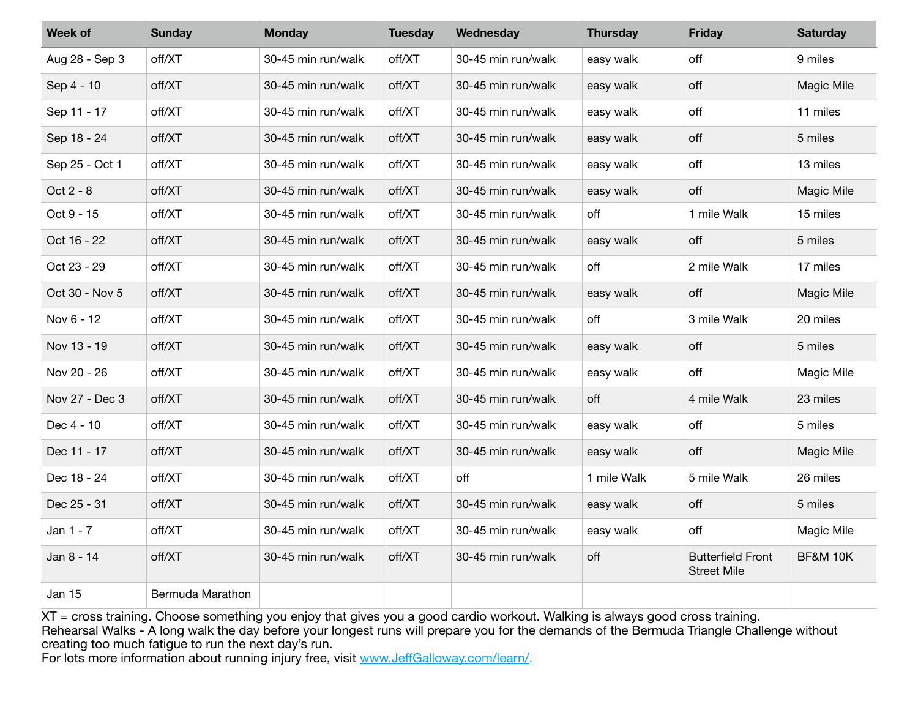| Week of | Sunday | Monday | Tuesday | Wednesday | Thursday | Friday | Saturday |
|---|---|---|---|---|---|---|---|
| Aug 28 - Sep 3 | off/XT | 30-45 min run/walk | off/XT | 30-45 min run/walk | easy walk | off | 9 miles |
| Sep 4 - 10 | off/XT | 30-45 min run/walk | off/XT | 30-45 min run/walk | easy walk | off | Magic Mile |
| Sep 11 - 17 | off/XT | 30-45 min run/walk | off/XT | 30-45 min run/walk | easy walk | off | 11 miles |
| Sep 18 - 24 | off/XT | 30-45 min run/walk | off/XT | 30-45 min run/walk | easy walk | off | 5 miles |
| Sep 25 - Oct 1 | off/XT | 30-45 min run/walk | off/XT | 30-45 min run/walk | easy walk | off | 13 miles |
| Oct 2 - 8 | off/XT | 30-45 min run/walk | off/XT | 30-45 min run/walk | easy walk | off | Magic Mile |
| Oct 9 - 15 | off/XT | 30-45 min run/walk | off/XT | 30-45 min run/walk | off | 1 mile Walk | 15 miles |
| Oct 16 - 22 | off/XT | 30-45 min run/walk | off/XT | 30-45 min run/walk | easy walk | off | 5 miles |
| Oct 23 - 29 | off/XT | 30-45 min run/walk | off/XT | 30-45 min run/walk | off | 2 mile Walk | 17 miles |
| Oct 30 - Nov 5 | off/XT | 30-45 min run/walk | off/XT | 30-45 min run/walk | easy walk | off | Magic Mile |
| Nov 6 - 12 | off/XT | 30-45 min run/walk | off/XT | 30-45 min run/walk | off | 3 mile Walk | 20 miles |
| Nov 13 - 19 | off/XT | 30-45 min run/walk | off/XT | 30-45 min run/walk | easy walk | off | 5 miles |
| Nov 20 - 26 | off/XT | 30-45 min run/walk | off/XT | 30-45 min run/walk | easy walk | off | Magic Mile |
| Nov 27 - Dec 3 | off/XT | 30-45 min run/walk | off/XT | 30-45 min run/walk | off | 4 mile Walk | 23 miles |
| Dec 4 - 10 | off/XT | 30-45 min run/walk | off/XT | 30-45 min run/walk | easy walk | off | 5 miles |
| Dec 11 - 17 | off/XT | 30-45 min run/walk | off/XT | 30-45 min run/walk | easy walk | off | Magic Mile |
| Dec 18 - 24 | off/XT | 30-45 min run/walk | off/XT | off | 1 mile Walk | 5 mile Walk | 26 miles |
| Dec 25 - 31 | off/XT | 30-45 min run/walk | off/XT | 30-45 min run/walk | easy walk | off | 5 miles |
| Jan 1 - 7 | off/XT | 30-45 min run/walk | off/XT | 30-45 min run/walk | easy walk | off | Magic Mile |
| Jan 8 - 14 | off/XT | 30-45 min run/walk | off/XT | 30-45 min run/walk | off | Butterfield Front Street Mile | BF&M 10K |
| Jan 15 | Bermuda Marathon | | | | | | |

XT = cross training. Choose something you enjoy that gives you a good cardio workout. Walking is always good cross training.
Rehearsal Walks - A long walk the day before your longest runs will prepare you for the demands of the Bermuda Triangle Challenge without creating too much fatigue to run the next day's run.
For lots more information about running injury free, visit [www.JeffGalloway.com/learn/.](www.JeffGalloway.com/learn/)